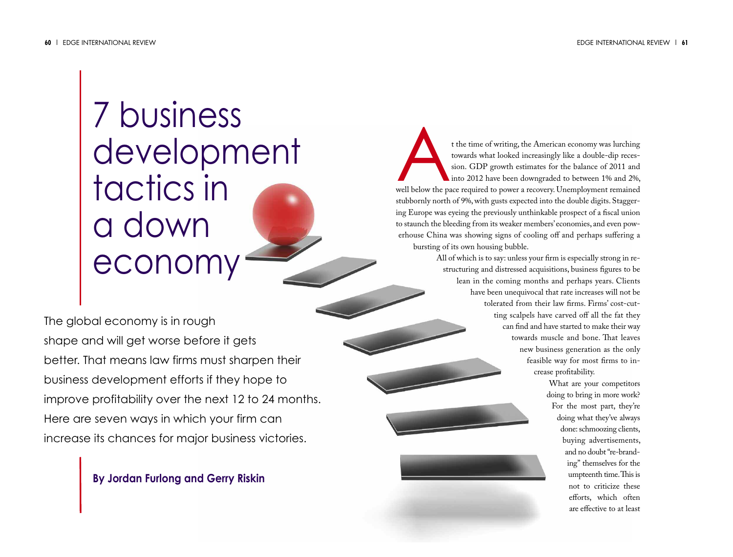# 7 business development tactics in a down economy

The global economy is in rough shape and will get worse before it gets better. That means law firms must sharpen their business development efforts if they hope to improve profitability over the next 12 to 24 months. Here are seven ways in which your firm can increase its chances for major business victories.

**By Jordan Furlong and Gerry Riskin**

At the time of writing, the American economy was lurching towards what looked increasingly like a double-dip recession. GDP growth estimates for the balance of 2011 and into 2012 have been downgraded to between 1% and 2%, well below the pace required to power a recovery. Unemployment remained stubbornly north of 9%, with gusts expected into the double digits. Staggering Europe was eyeing the previously unthinkable prospect of a fiscal union to staunch the bleeding from its weaker members' economies, and even powerhouse China was showing signs of cooling off and perhaps suffering a bursting of its own housing bubble.

All of which is to say: unless your firm is especially strong in restructuring and distressed acquisitions, business figures to be lean in the coming months and perhaps years. Clients have been unequivocal that rate increases will not be tolerated from their law firms. Firms' cost-cutting scalpels have carved off all the fat they can find and have started to make their way towards muscle and bone. That leaves new business generation as the only feasible way for most firms to increase profitability.

What are your competitors doing to bring in more work? For the most part, they're doing what they've always done: schmoozing clients, buying advertisements, and no doubt "re-branding" themselves for the umpteenth time. This is not to criticize these efforts, which often are effective to at least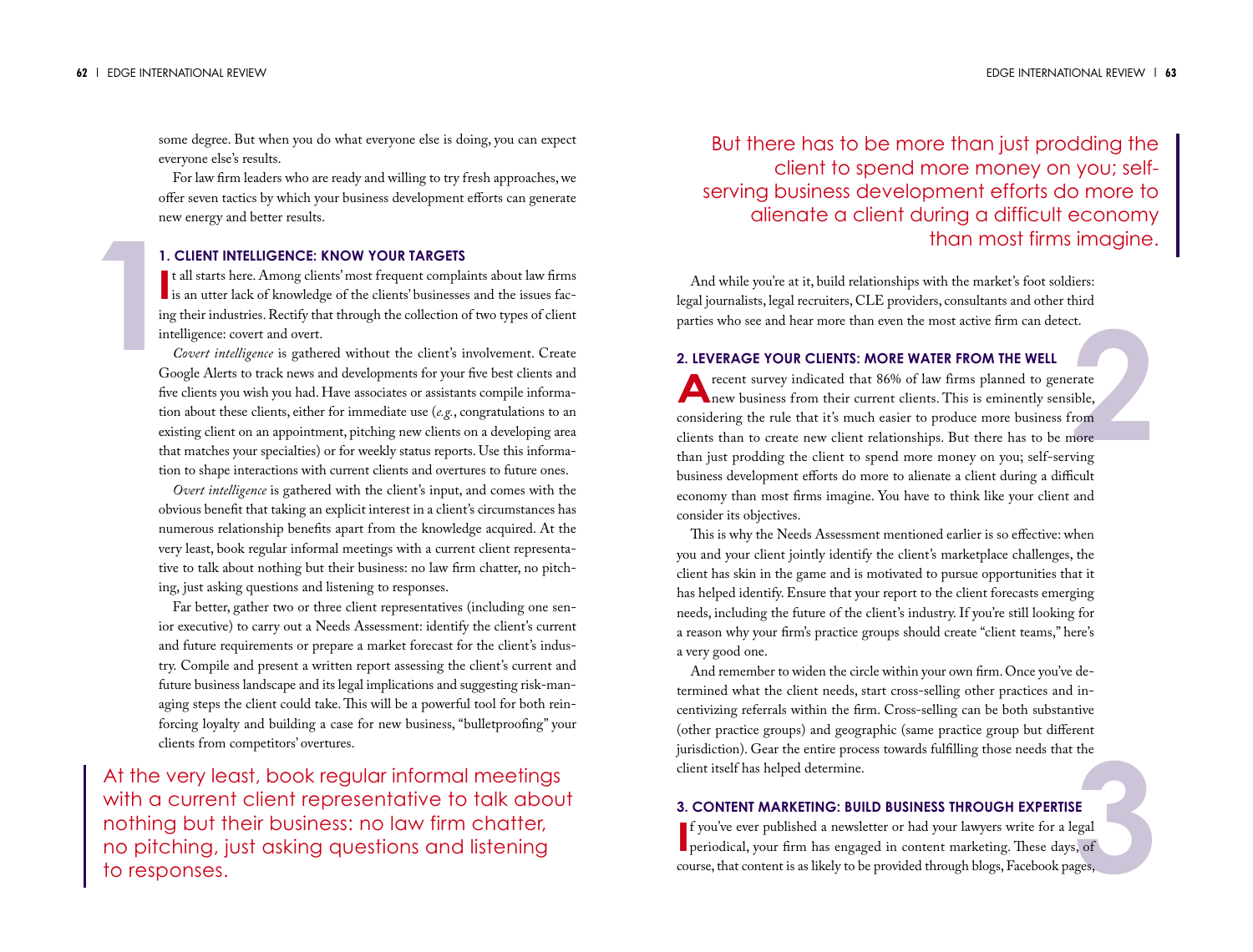some degree. But when you do what everyone else is doing, you can expect everyone else's results.

For law firm leaders who are ready and willing to try fresh approaches, we offer seven tactics by which your business development efforts can generate new energy and better results.

### 1. CLIENT INTELLIGENCE: KNOW YOUR TARGETS

It all starts here. Among clients' most frequent complaints about law firms is an utter lack of knowledge of the clients' businesses and the issues facing their industries. Rectify that through the collection of two types of client intelligence: covert and overt.

*Covert intelligence* is gathered without the client's involvement. Create Google Alerts to track news and developments for your five best clients and five clients you wish you had. Have associates or assistants compile information about these clients, either for immediate use (*e.g.*, congratulations to an existing client on an appointment, pitching new clients on a developing area that matches your specialties) or for weekly status reports. Use this information to shape interactions with current clients and overtures to future ones.

*Overt intelligence* is gathered with the client's input, and comes with the obvious benefit that taking an explicit interest in a client's circumstances has numerous relationship benefits apart from the knowledge acquired. At the very least, book regular informal meetings with a current client representative to talk about nothing but their business: no law firm chatter, no pitching, just asking questions and listening to responses.

Far better, gather two or three client representatives (including one senior executive) to carry out a Needs Assessment: identify the client's current and future requirements or prepare a market forecast for the client's industry. Compile and present a written report assessing the client's current and future business landscape and its legal implications and suggesting risk-managing steps the client could take. This will be a powerful tool for both reinforcing loyalty and building a case for new business, "bulletproofing" your clients from competitors' overtures.

> At the very least, book regular informal meetings with a current client representative to talk about nothing but their business: no law firm chatter, no pitching, just asking questions and listening to responses.

> But there has to be more than just prodding the client to spend more money on you; self-serving business development efforts do more to alienate a client during a difficult economy than most firms imagine.

And while you're at it, build relationships with the market's foot soldiers: legal journalists, legal recruiters, CLE providers, consultants and other third parties who see and hear more than even the most active firm can detect.

### 2. LEVERAGE YOUR CLIENTS: MORE WATER FROM THE WELL

A recent survey indicated that 86% of law firms planned to generate new business from their current clients. This is eminently sensible, considering the rule that it's much easier to produce more business from clients than to create new client relationships. But there has to be more than just prodding the client to spend more money on you; self-serving business development efforts do more to alienate a client during a difficult economy than most firms imagine. You have to think like your client and consider its objectives.

This is why the Needs Assessment mentioned earlier is so effective: when you and your client jointly identify the client's marketplace challenges, the client has skin in the game and is motivated to pursue opportunities that it has helped identify. Ensure that your report to the client forecasts emerging needs, including the future of the client's industry. If you're still looking for a reason why your firm's practice groups should create "client teams," here's a very good one.

And remember to widen the circle within your own firm. Once you've determined what the client needs, start cross-selling other practices and incentivizing referrals within the firm. Cross-selling can be both substantive (other practice groups) and geographic (same practice group but different jurisdiction). Gear the entire process towards fulfilling those needs that the client itself has helped determine.

### 3. CONTENT MARKETING: BUILD BUSINESS THROUGH EXPERTISE

If you've ever published a newsletter or had your lawyers write for a legal periodical, your firm has engaged in content marketing. These days, of course, that content is as likely to be provided through blogs, Facebook pages,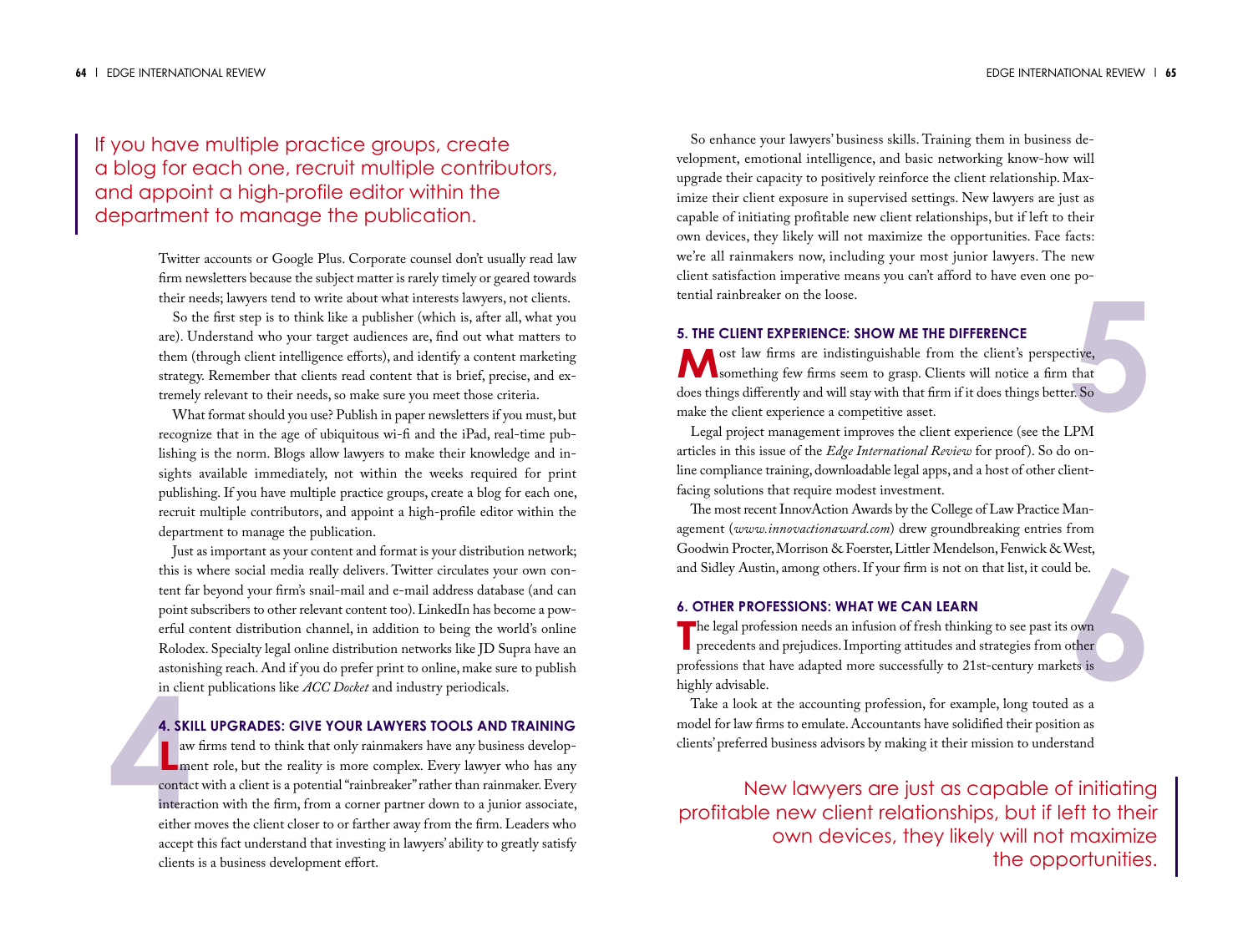> If you have multiple practice groups, create a blog for each one, recruit multiple contributors, and appoint a high-profile editor within the department to manage the publication.

Twitter accounts or Google Plus. Corporate counsel don't usually read law firm newsletters because the subject matter is rarely timely or geared towards their needs; lawyers tend to write about what interests lawyers, not clients.

So the first step is to think like a publisher (which is, after all, what you are). Understand who your target audiences are, find out what matters to them (through client intelligence efforts), and identify a content marketing strategy. Remember that clients read content that is brief, precise, and extremely relevant to their needs, so make sure you meet those criteria.

What format should you use? Publish in paper newsletters if you must, but recognize that in the age of ubiquitous wi-fi and the iPad, real-time publishing is the norm. Blogs allow lawyers to make their knowledge and insights available immediately, not within the weeks required for print publishing. If you have multiple practice groups, create a blog for each one, recruit multiple contributors, and appoint a high-profile editor within the department to manage the publication.

Just as important as your content and format is your distribution network; this is where social media really delivers. Twitter circulates your own content far beyond your firm's snail-mail and e-mail address database (and can point subscribers to other relevant content too). LinkedIn has become a powerful content distribution channel, in addition to being the world's online Rolodex. Specialty legal online distribution networks like JD Supra have an astonishing reach. And if you do prefer print to online, make sure to publish in client publications like *ACC Docket* and industry periodicals.

### 4. SKILL UPGRADES: GIVE YOUR LAWYERS TOOLS AND TRAINING

Law firms tend to think that only rainmakers have any business development role, but the reality is more complex. Every lawyer who has any contact with a client is a potential "rainbreaker" rather than rainmaker. Every interaction with the firm, from a corner partner down to a junior associate, either moves the client closer to or farther away from the firm. Leaders who accept this fact understand that investing in lawyers' ability to greatly satisfy clients is a business development effort.

So enhance your lawyers' business skills. Training them in business development, emotional intelligence, and basic networking know-how will upgrade their capacity to positively reinforce the client relationship. Maximize their client exposure in supervised settings. New lawyers are just as capable of initiating profitable new client relationships, but if left to their own devices, they likely will not maximize the opportunities. Face facts: we're all rainmakers now, including your most junior lawyers. The new client satisfaction imperative means you can't afford to have even one potential rainbreaker on the loose.

### 5. THE CLIENT EXPERIENCE: SHOW ME THE DIFFERENCE

Most law firms are indistinguishable from the client's perspective, something few firms seem to grasp. Clients will notice a firm that does things differently and will stay with that firm if it does things better. So make the client experience a competitive asset.

Legal project management improves the client experience (see the LPM articles in this issue of the *Edge International Review* for proof). So do online compliance training, downloadable legal apps, and a host of other client-facing solutions that require modest investment.

The most recent InnovAction Awards by the College of Law Practice Management (*www.innovactionaward.com*) drew groundbreaking entries from Goodwin Procter, Morrison & Foerster, Littler Mendelson, Fenwick & West, and Sidley Austin, among others. If your firm is not on that list, it could be.

### 6. OTHER PROFESSIONS: WHAT WE CAN LEARN

The legal profession needs an infusion of fresh thinking to see past its own precedents and prejudices. Importing attitudes and strategies from other professions that have adapted more successfully to 21st-century markets is highly advisable.

Take a look at the accounting profession, for example, long touted as a model for law firms to emulate. Accountants have solidified their position as clients' preferred business advisors by making it their mission to understand

> New lawyers are just as capable of initiating profitable new client relationships, but if left to their own devices, they likely will not maximize the opportunities.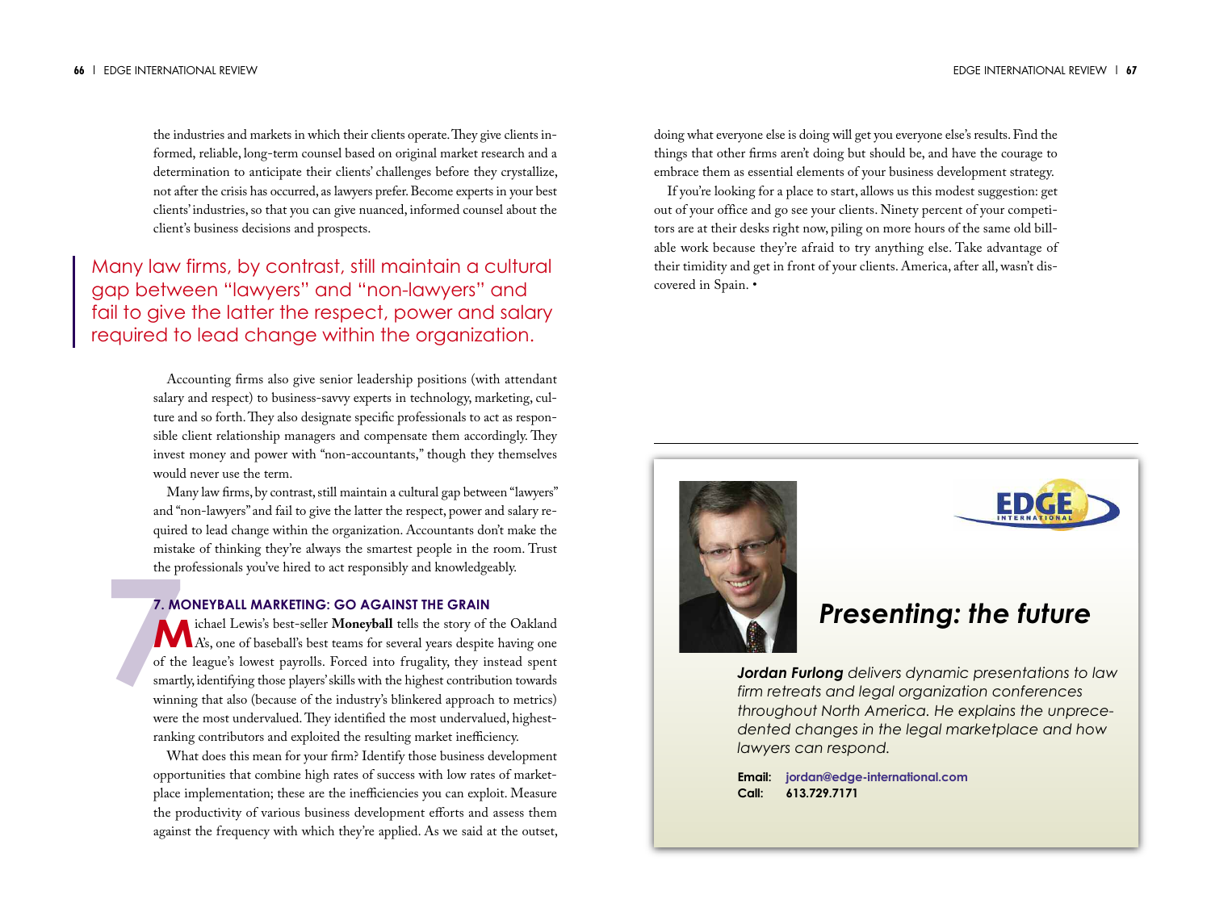the industries and markets in which their clients operate. They give clients informed, reliable, long-term counsel based on original market research and a determination to anticipate their clients' challenges before they crystallize, not after the crisis has occurred, as lawyers prefer. Become experts in your best clients' industries, so that you can give nuanced, informed counsel about the client's business decisions and prospects.

> Many law firms, by contrast, still maintain a cultural gap between "lawyers" and "non-lawyers" and fail to give the latter the respect, power and salary required to lead change within the organization.

Accounting firms also give senior leadership positions (with attendant salary and respect) to business-savvy experts in technology, marketing, culture and so forth. They also designate specific professionals to act as responsible client relationship managers and compensate them accordingly. They invest money and power with "non-accountants," though they themselves would never use the term.

Many law firms, by contrast, still maintain a cultural gap between "lawyers" and "non-lawyers" and fail to give the latter the respect, power and salary required to lead change within the organization. Accountants don't make the mistake of thinking they're always the smartest people in the room. Trust the professionals you've hired to act responsibly and knowledgeably.

### 7. MONEYBALL MARKETING: GO AGAINST THE GRAIN

Michael Lewis's best-seller **Moneyball** tells the story of the Oakland A's, one of baseball's best teams for several years despite having one of the league's lowest payrolls. Forced into frugality, they instead spent smartly, identifying those players' skills with the highest contribution towards winning that also (because of the industry's blinkered approach to metrics) were the most undervalued. They identified the most undervalued, highest-ranking contributors and exploited the resulting market inefficiency.

What does this mean for your firm? Identify those business development opportunities that combine high rates of success with low rates of marketplace implementation; these are the inefficiencies you can exploit. Measure the productivity of various business development efforts and assess them against the frequency with which they're applied. As we said at the outset, doing what everyone else is doing will get you everyone else's results. Find the things that other firms aren't doing but should be, and have the courage to embrace them as essential elements of your business development strategy.

If you're looking for a place to start, allows us this modest suggestion: get out of your office and go see your clients. Ninety percent of your competitors are at their desks right now, piling on more hours of the same old billable work because they're afraid to try anything else. Take advantage of their timidity and get in front of your clients. America, after all, wasn't discovered in Spain. •

---

EDGE INTERNATIONAL

## *Presenting: the future*

***Jordan Furlong** delivers dynamic presentations to law firm retreats and legal organization conferences throughout North America. He explains the unprecedented changes in the legal marketplace and how lawyers can respond.*

**Email:** jordan@edge-international.com
**Call:** 613.729.7171